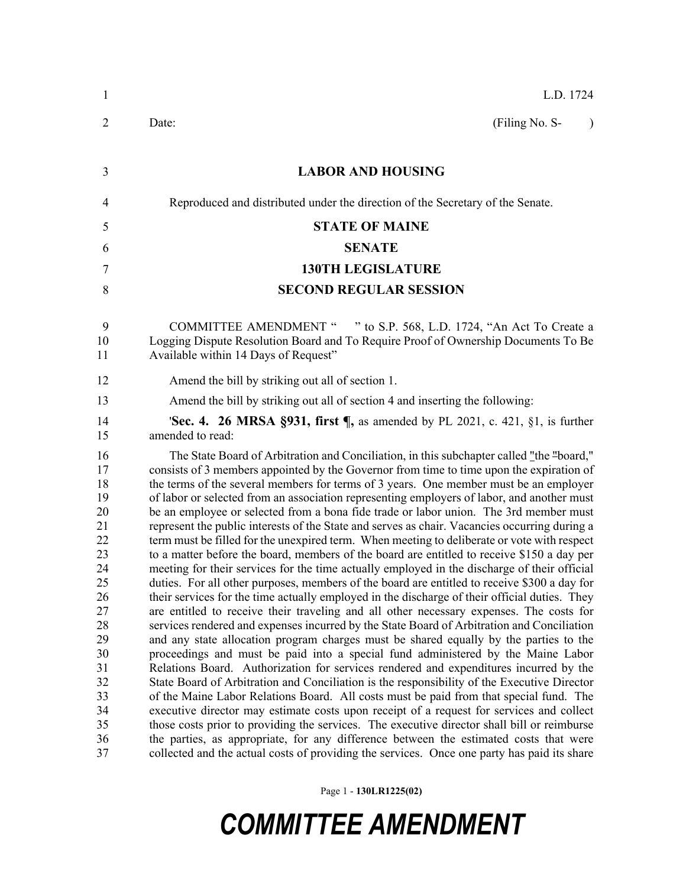L.D. 1724

Date: (Filing No. S- )

# LABOR AND HOUSING

Reproduced and distributed under the direction of the Secretary of the Senate.

## STATE OF MAINE

## SENATE

## 130TH LEGISLATURE

## SECOND REGULAR SESSION

COMMITTEE AMENDMENT " " to S.P. 568, L.D. 1724, "An Act To Create a Logging Dispute Resolution Board and To Require Proof of Ownership Documents To Be Available within 14 Days of Request"

Amend the bill by striking out all of section 1.

Amend the bill by striking out all of section 4 and inserting the following:

'**Sec. 4. 26 MRSA §931, first ¶,** as amended by PL 2021, c. 421, §1, is further amended to read:

The State Board of Arbitration and Conciliation, in this subchapter called "the "board," consists of 3 members appointed by the Governor from time to time upon the expiration of the terms of the several members for terms of 3 years. One member must be an employer of labor or selected from an association representing employers of labor, and another must be an employee or selected from a bona fide trade or labor union. The 3rd member must represent the public interests of the State and serves as chair. Vacancies occurring during a term must be filled for the unexpired term. When meeting to deliberate or vote with respect to a matter before the board, members of the board are entitled to receive $150 a day per meeting for their services for the time actually employed in the discharge of their official duties. For all other purposes, members of the board are entitled to receive $300 a day for their services for the time actually employed in the discharge of their official duties. They are entitled to receive their traveling and all other necessary expenses. The costs for services rendered and expenses incurred by the State Board of Arbitration and Conciliation and any state allocation program charges must be shared equally by the parties to the proceedings and must be paid into a special fund administered by the Maine Labor Relations Board. Authorization for services rendered and expenditures incurred by the State Board of Arbitration and Conciliation is the responsibility of the Executive Director of the Maine Labor Relations Board. All costs must be paid from that special fund. The executive director may estimate costs upon receipt of a request for services and collect those costs prior to providing the services. The executive director shall bill or reimburse the parties, as appropriate, for any difference between the estimated costs that were collected and the actual costs of providing the services. Once one party has paid its share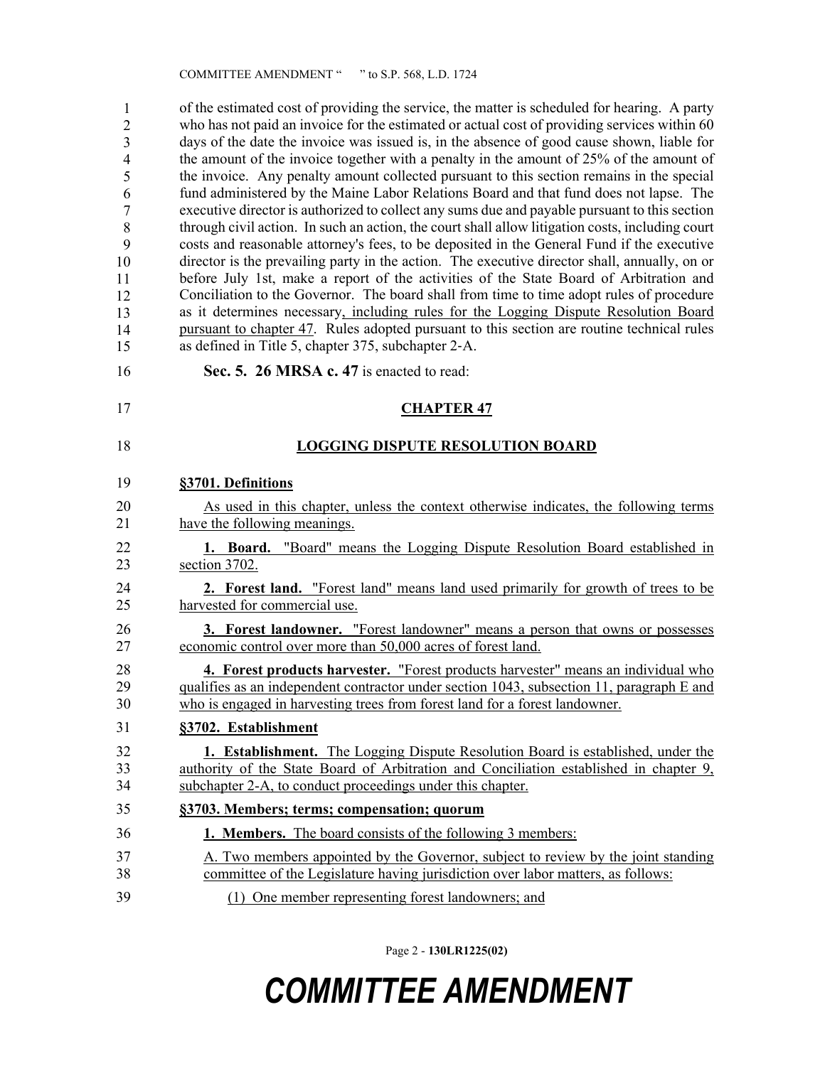of the estimated cost of providing the service, the matter is scheduled for hearing. A party who has not paid an invoice for the estimated or actual cost of providing services within 60 days of the date the invoice was issued is, in the absence of good cause shown, liable for the amount of the invoice together with a penalty in the amount of 25% of the amount of the invoice. Any penalty amount collected pursuant to this section remains in the special fund administered by the Maine Labor Relations Board and that fund does not lapse. The executive director is authorized to collect any sums due and payable pursuant to this section through civil action. In such an action, the court shall allow litigation costs, including court costs and reasonable attorney's fees, to be deposited in the General Fund if the executive director is the prevailing party in the action. The executive director shall, annually, on or before July 1st, make a report of the activities of the State Board of Arbitration and Conciliation to the Governor. The board shall from time to time adopt rules of procedure as it determines necessary, including rules for the Logging Dispute Resolution Board pursuant to chapter 47. Rules adopted pursuant to this section are routine technical rules as defined in Title 5, chapter 375, subchapter 2-A.

**Sec. 5. 26 MRSA c. 47** is enacted to read:

## CHAPTER 47

## LOGGING DISPUTE RESOLUTION BOARD

### §3701. Definitions

As used in this chapter, unless the context otherwise indicates, the following terms have the following meanings.

**1. Board.** "Board" means the Logging Dispute Resolution Board established in section 3702.

**2. Forest land.** "Forest land" means land used primarily for growth of trees to be harvested for commercial use.

**3. Forest landowner.** "Forest landowner" means a person that owns or possesses economic control over more than 50,000 acres of forest land.

**4. Forest products harvester.** "Forest products harvester" means an individual who qualifies as an independent contractor under section 1043, subsection 11, paragraph E and who is engaged in harvesting trees from forest land for a forest landowner.

### §3702. Establishment

**1. Establishment.** The Logging Dispute Resolution Board is established, under the authority of the State Board of Arbitration and Conciliation established in chapter 9, subchapter 2-A, to conduct proceedings under this chapter.

### §3703. Members; terms; compensation; quorum

**1. Members.** The board consists of the following 3 members:

A. Two members appointed by the Governor, subject to review by the joint standing committee of the Legislature having jurisdiction over labor matters, as follows:

(1) One member representing forest landowners; and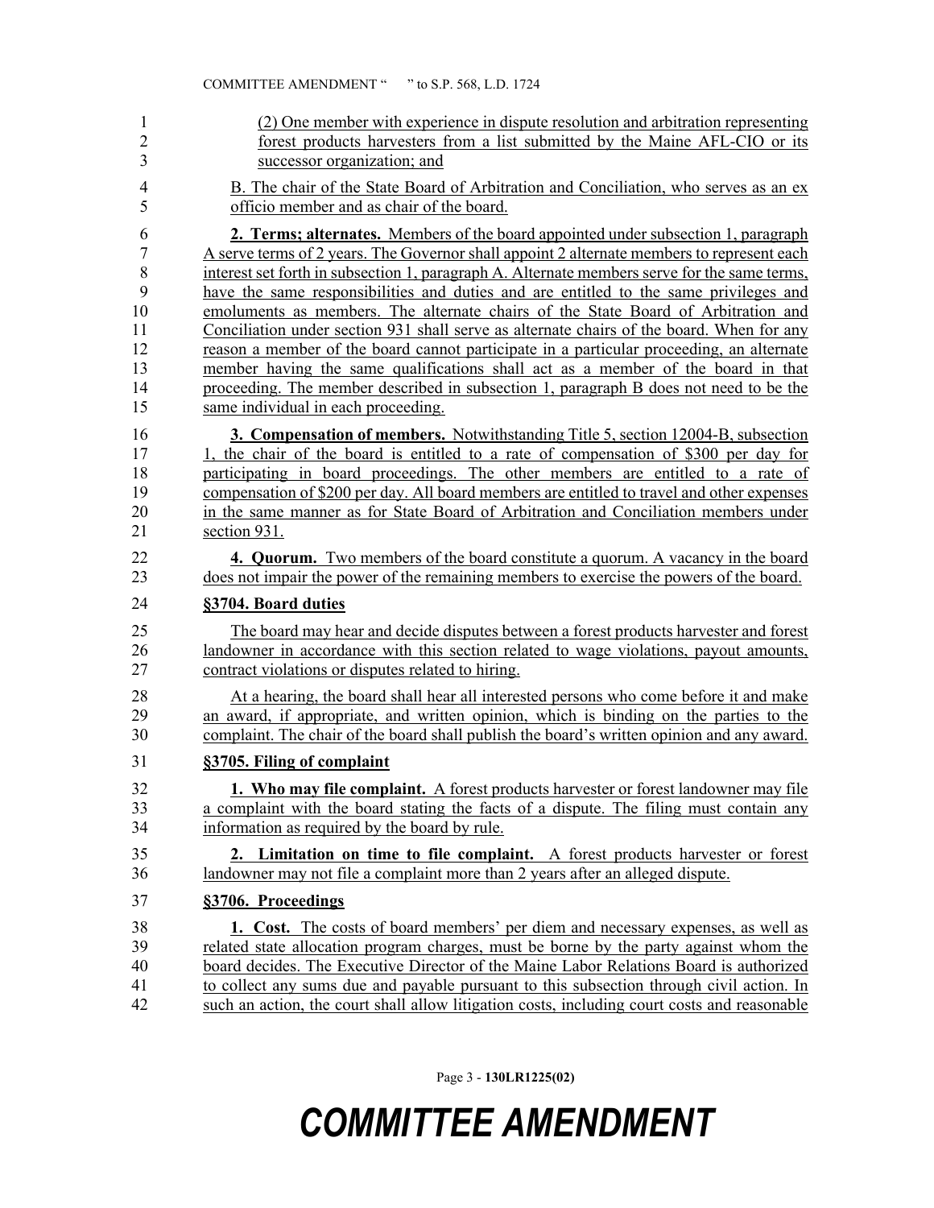(2) One member with experience in dispute resolution and arbitration representing forest products harvesters from a list submitted by the Maine AFL-CIO or its successor organization; and

B. The chair of the State Board of Arbitration and Conciliation, who serves as an ex officio member and as chair of the board.

**2. Terms; alternates.** Members of the board appointed under subsection 1, paragraph A serve terms of 2 years. The Governor shall appoint 2 alternate members to represent each interest set forth in subsection 1, paragraph A. Alternate members serve for the same terms, have the same responsibilities and duties and are entitled to the same privileges and emoluments as members. The alternate chairs of the State Board of Arbitration and Conciliation under section 931 shall serve as alternate chairs of the board. When for any reason a member of the board cannot participate in a particular proceeding, an alternate member having the same qualifications shall act as a member of the board in that proceeding. The member described in subsection 1, paragraph B does not need to be the same individual in each proceeding.

**3. Compensation of members.** Notwithstanding Title 5, section 12004-B, subsection 1, the chair of the board is entitled to a rate of compensation of $300 per day for participating in board proceedings. The other members are entitled to a rate of compensation of $200 per day. All board members are entitled to travel and other expenses in the same manner as for State Board of Arbitration and Conciliation members under section 931.

**4. Quorum.** Two members of the board constitute a quorum. A vacancy in the board does not impair the power of the remaining members to exercise the powers of the board.

**§3704. Board duties**

The board may hear and decide disputes between a forest products harvester and forest landowner in accordance with this section related to wage violations, payout amounts, contract violations or disputes related to hiring.

At a hearing, the board shall hear all interested persons who come before it and make an award, if appropriate, and written opinion, which is binding on the parties to the complaint. The chair of the board shall publish the board's written opinion and any award.

**§3705. Filing of complaint**

**1. Who may file complaint.** A forest products harvester or forest landowner may file a complaint with the board stating the facts of a dispute. The filing must contain any information as required by the board by rule.

**2. Limitation on time to file complaint.** A forest products harvester or forest landowner may not file a complaint more than 2 years after an alleged dispute.

**§3706. Proceedings**

**1. Cost.** The costs of board members' per diem and necessary expenses, as well as related state allocation program charges, must be borne by the party against whom the board decides. The Executive Director of the Maine Labor Relations Board is authorized to collect any sums due and payable pursuant to this subsection through civil action. In such an action, the court shall allow litigation costs, including court costs and reasonable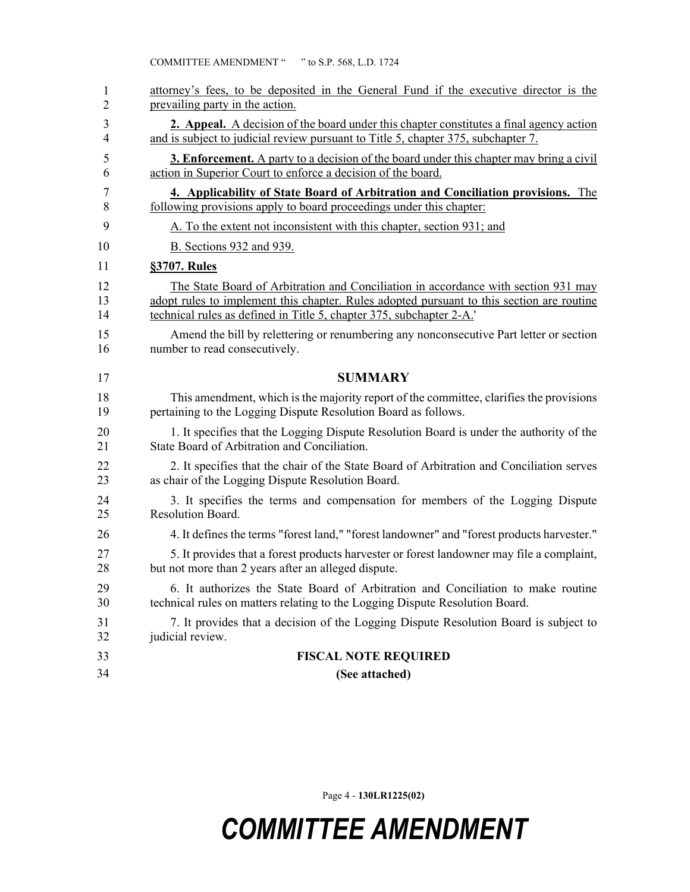attorney's fees, to be deposited in the General Fund if the executive director is the prevailing party in the action.

**2. Appeal.** A decision of the board under this chapter constitutes a final agency action and is subject to judicial review pursuant to Title 5, chapter 375, subchapter 7.

**3. Enforcement.** A party to a decision of the board under this chapter may bring a civil action in Superior Court to enforce a decision of the board.

**4. Applicability of State Board of Arbitration and Conciliation provisions.** The following provisions apply to board proceedings under this chapter:

A. To the extent not inconsistent with this chapter, section 931; and

B. Sections 932 and 939.

**§3707. Rules**

The State Board of Arbitration and Conciliation in accordance with section 931 may adopt rules to implement this chapter. Rules adopted pursuant to this section are routine technical rules as defined in Title 5, chapter 375, subchapter 2-A.'

Amend the bill by relettering or renumbering any nonconsecutive Part letter or section number to read consecutively.

## SUMMARY

This amendment, which is the majority report of the committee, clarifies the provisions pertaining to the Logging Dispute Resolution Board as follows.

1. It specifies that the Logging Dispute Resolution Board is under the authority of the State Board of Arbitration and Conciliation.

2. It specifies that the chair of the State Board of Arbitration and Conciliation serves as chair of the Logging Dispute Resolution Board.

3. It specifies the terms and compensation for members of the Logging Dispute Resolution Board.

4. It defines the terms "forest land," "forest landowner" and "forest products harvester."

5. It provides that a forest products harvester or forest landowner may file a complaint, but not more than 2 years after an alleged dispute.

6. It authorizes the State Board of Arbitration and Conciliation to make routine technical rules on matters relating to the Logging Dispute Resolution Board.

7. It provides that a decision of the Logging Dispute Resolution Board is subject to judicial review.

**FISCAL NOTE REQUIRED**

**(See attached)**